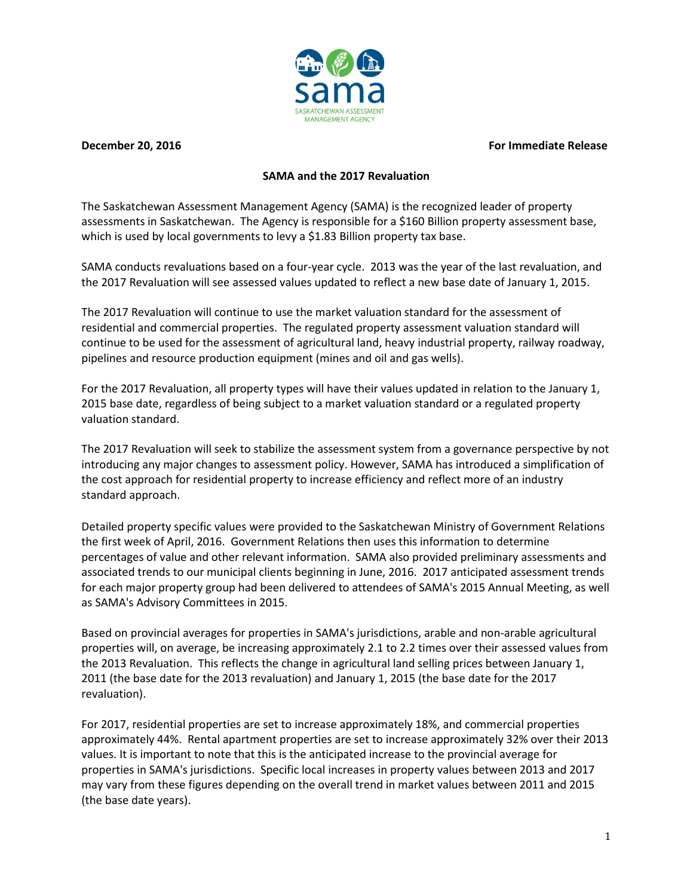**December 20, 2016** **For Immediate Release**

**SAMA and the 2017 Revaluation**

The Saskatchewan Assessment Management Agency (SAMA) is the recognized leader of property assessments in Saskatchewan. The Agency is responsible for a $160 Billion property assessment base, which is used by local governments to levy a $1.83 Billion property tax base.

SAMA conducts revaluations based on a four-year cycle. 2013 was the year of the last revaluation, and the 2017 Revaluation will see assessed values updated to reflect a new base date of January 1, 2015.

The 2017 Revaluation will continue to use the market valuation standard for the assessment of residential and commercial properties. The regulated property assessment valuation standard will continue to be used for the assessment of agricultural land, heavy industrial property, railway roadway, pipelines and resource production equipment (mines and oil and gas wells).

For the 2017 Revaluation, all property types will have their values updated in relation to the January 1, 2015 base date, regardless of being subject to a market valuation standard or a regulated property valuation standard.

The 2017 Revaluation will seek to stabilize the assessment system from a governance perspective by not introducing any major changes to assessment policy. However, SAMA has introduced a simplification of the cost approach for residential property to increase efficiency and reflect more of an industry standard approach.

Detailed property specific values were provided to the Saskatchewan Ministry of Government Relations the first week of April, 2016. Government Relations then uses this information to determine percentages of value and other relevant information. SAMA also provided preliminary assessments and associated trends to our municipal clients beginning in June, 2016. 2017 anticipated assessment trends for each major property group had been delivered to attendees of SAMA's 2015 Annual Meeting, as well as SAMA's Advisory Committees in 2015.

Based on provincial averages for properties in SAMA's jurisdictions, arable and non-arable agricultural properties will, on average, be increasing approximately 2.1 to 2.2 times over their assessed values from the 2013 Revaluation. This reflects the change in agricultural land selling prices between January 1, 2011 (the base date for the 2013 revaluation) and January 1, 2015 (the base date for the 2017 revaluation).

For 2017, residential properties are set to increase approximately 18%, and commercial properties approximately 44%. Rental apartment properties are set to increase approximately 32% over their 2013 values. It is important to note that this is the anticipated increase to the provincial average for properties in SAMA's jurisdictions. Specific local increases in property values between 2013 and 2017 may vary from these figures depending on the overall trend in market values between 2011 and 2015 (the base date years).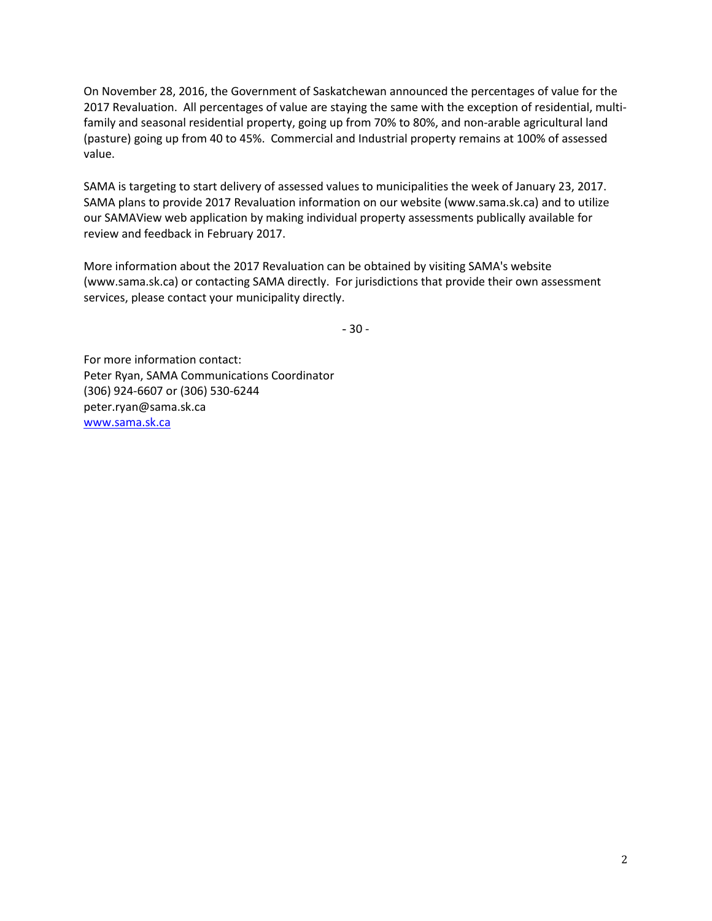On November 28, 2016, the Government of Saskatchewan announced the percentages of value for the 2017 Revaluation. All percentages of value are staying the same with the exception of residential, multi-family and seasonal residential property, going up from 70% to 80%, and non-arable agricultural land (pasture) going up from 40 to 45%. Commercial and Industrial property remains at 100% of assessed value.

SAMA is targeting to start delivery of assessed values to municipalities the week of January 23, 2017. SAMA plans to provide 2017 Revaluation information on our website (www.sama.sk.ca) and to utilize our SAMAView web application by making individual property assessments publically available for review and feedback in February 2017.

More information about the 2017 Revaluation can be obtained by visiting SAMA's website (www.sama.sk.ca) or contacting SAMA directly. For jurisdictions that provide their own assessment services, please contact your municipality directly.

- 30 -

For more information contact:
Peter Ryan, SAMA Communications Coordinator
(306) 924-6607 or (306) 530-6244
peter.ryan@sama.sk.ca
www.sama.sk.ca